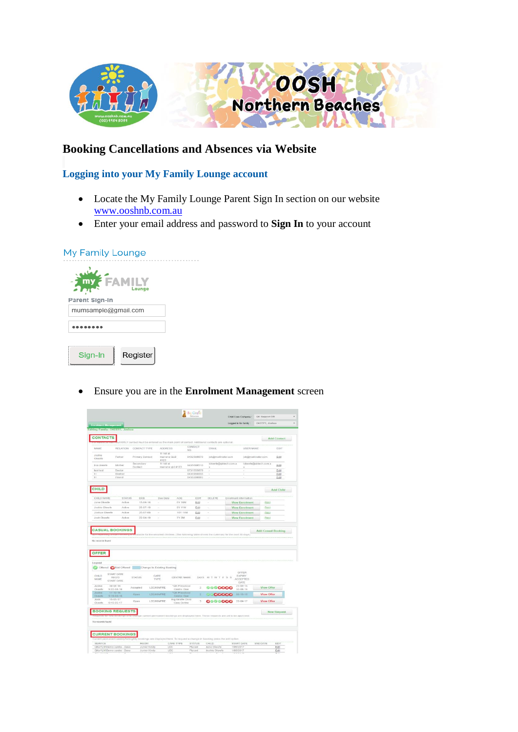# Booking Cancellations and Absences via Website

## Logging into your My Family Lounge account

- Locate the My Family Lounge Parent Sign In section on our website www.ooshnb.com.au
- Enter your email address and password to **Sign In** to your account

My Family Lounge

Parent Sign-In

mumsample@gmail.com

••••••••

Sign-In Register

- Ensure you are in the **Enrolment Management** screen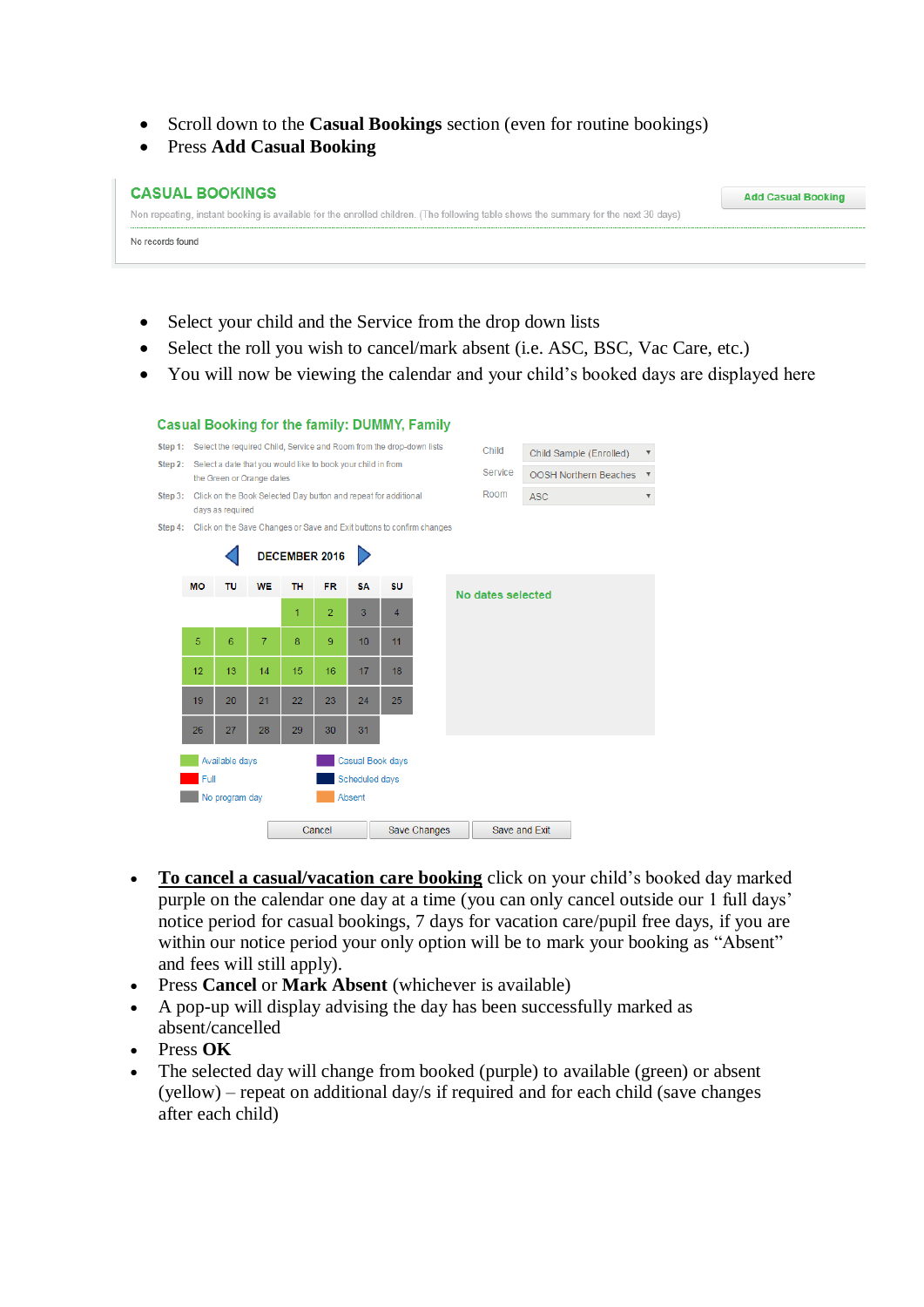- Scroll down to the **Casual Bookings** section (even for routine bookings)
- Press **Add Casual Booking**

CASUAL BOOKINGS

Add Casual Booking

Non repeating, instant booking is available for the enrolled children. (The following table shows the summary for the next 30 days)

No records found

- Select your child and the Service from the drop down lists
- Select the roll you wish to cancel/mark absent (i.e. ASC, BSC, Vac Care, etc.)
- You will now be viewing the calendar and your child's booked days are displayed here

Casual Booking for the family: DUMMY, Family

Step 1: Select the required Child, Service and Room from the drop-down lists

Step 2: Select a date that you would like to book your child in from the Green or Orange dates

Step 3: Click on the Book Selected Day button and repeat for additional days as required

Step 4: Click on the Save Changes or Save and Exit buttons to confirm changes

Child: Child Sample (Enrolled)

Service: OOSH Northern Beaches

Room: ASC

DECEMBER 2016

| MO | TU | WE | TH | FR | SA | SU |
|---|---|---|---|---|---|---|
| | | | 1 | 2 | 3 | 4 |
| 5 | 6 | 7 | 8 | 9 | 10 | 11 |
| 12 | 13 | 14 | 15 | 16 | 17 | 18 |
| 19 | 20 | 21 | 22 | 23 | 24 | 25 |
| 26 | 27 | 28 | 29 | 30 | 31 | |

No dates selected

Available days | Casual Book days | Full | Scheduled days | No program day | Absent

Cancel | Save Changes | Save and Exit

- **To cancel a casual/vacation care booking** click on your child's booked day marked purple on the calendar one day at a time (you can only cancel outside our 1 full days' notice period for casual bookings, 7 days for vacation care/pupil free days, if you are within our notice period your only option will be to mark your booking as "Absent" and fees will still apply).
- Press **Cancel** or **Mark Absent** (whichever is available)
- A pop-up will display advising the day has been successfully marked as absent/cancelled
- Press **OK**
- The selected day will change from booked (purple) to available (green) or absent (yellow) – repeat on additional day/s if required and for each child (save changes after each child)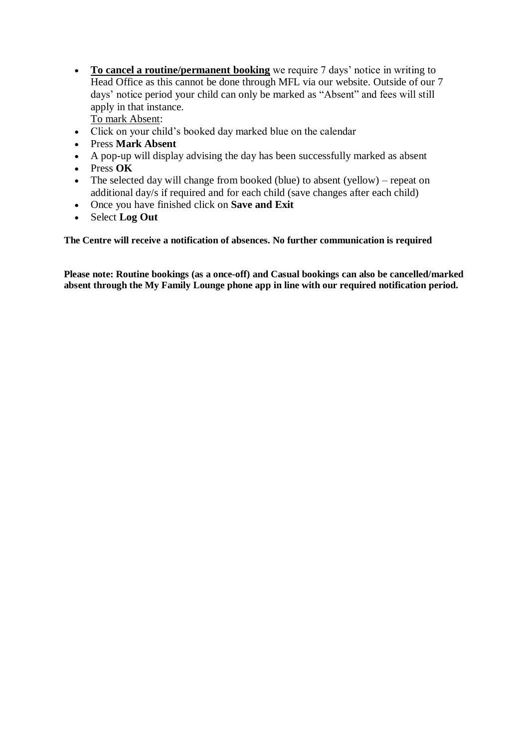- **<u>To cancel a routine/permanent booking</u>** we require 7 days' notice in writing to Head Office as this cannot be done through MFL via our website. Outside of our 7 days' notice period your child can only be marked as "Absent" and fees will still apply in that instance.
  <u>To mark Absent</u>:
- Click on your child's booked day marked blue on the calendar
- Press **Mark Absent**
- A pop-up will display advising the day has been successfully marked as absent
- Press **OK**
- The selected day will change from booked (blue) to absent (yellow) – repeat on additional day/s if required and for each child (save changes after each child)
- Once you have finished click on **Save and Exit**
- Select **Log Out**

**The Centre will receive a notification of absences. No further communication is required**

**Please note: Routine bookings (as a once-off) and Casual bookings can also be cancelled/marked absent through the My Family Lounge phone app in line with our required notification period.**